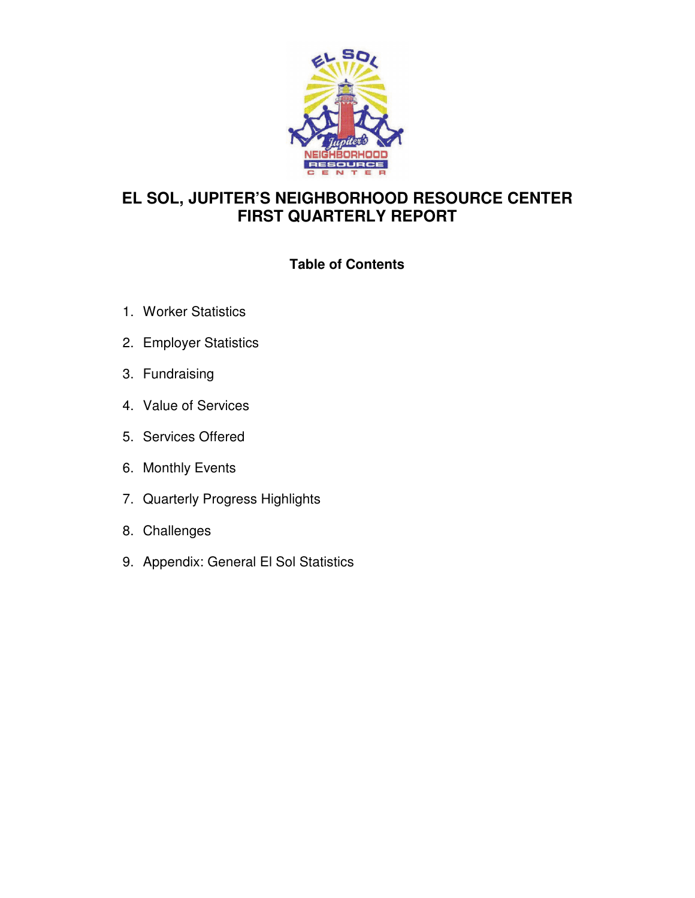# EL SOL, JUPITER'S NEIGHBORHOOD RESOURCE CENTER
# FIRST QUARTERLY REPORT

## Table of Contents

1. Worker Statistics
2. Employer Statistics
3. Fundraising
4. Value of Services
5. Services Offered
6. Monthly Events
7. Quarterly Progress Highlights
8. Challenges
9. Appendix: General El Sol Statistics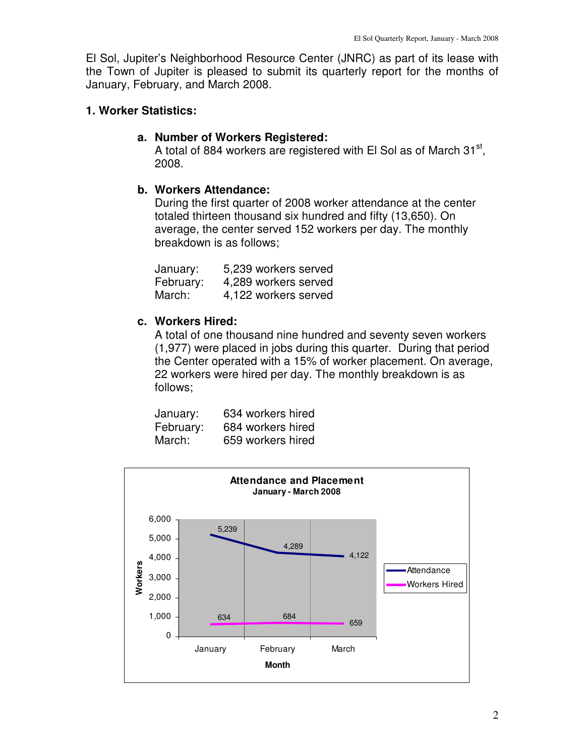El Sol, Jupiter's Neighborhood Resource Center (JNRC) as part of its lease with the Town of Jupiter is pleased to submit its quarterly report for the months of January, February, and March 2008.

## 1. Worker Statistics:

### a. Number of Workers Registered:

A total of 884 workers are registered with El Sol as of March 31st, 2008.

### b. Workers Attendance:

During the first quarter of 2008 worker attendance at the center totaled thirteen thousand six hundred and fifty (13,650). On average, the center served 152 workers per day. The monthly breakdown is as follows;

January: 5,239 workers served
February: 4,289 workers served
March: 4,122 workers served

### c. Workers Hired:

A total of one thousand nine hundred and seventy seven workers (1,977) were placed in jobs during this quarter. During that period the Center operated with a 15% of worker placement. On average, 22 workers were hired per day. The monthly breakdown is as follows;

January: 634 workers hired
February: 684 workers hired
March: 659 workers hired

**Attendance and Placement**
**January - March 2008**

| Month | Attendance | Workers Hired |
|---|---|---|
| January | 5,239 | 634 |
| February | 4,289 | 684 |
| March | 4,122 | 659 |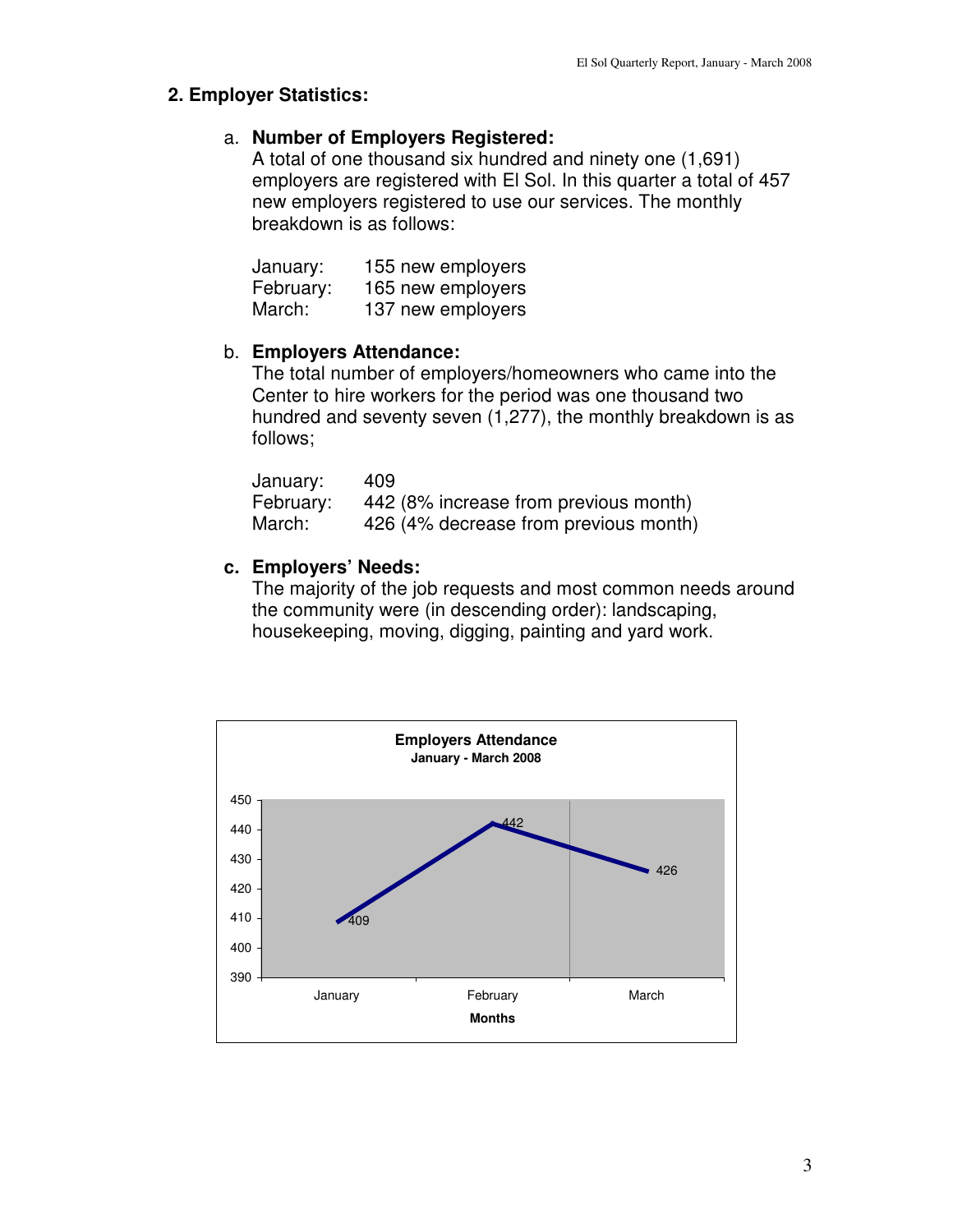## 2. Employer Statistics:

a. **Number of Employers Registered:**
A total of one thousand six hundred and ninety one (1,691) employers are registered with El Sol. In this quarter a total of 457 new employers registered to use our services. The monthly breakdown is as follows:

January: 155 new employers
February: 165 new employers
March: 137 new employers

b. **Employers Attendance:**
The total number of employers/homeowners who came into the Center to hire workers for the period was one thousand two hundred and seventy seven (1,277), the monthly breakdown is as follows;

January: 409
February: 442 (8% increase from previous month)
March: 426 (4% decrease from previous month)

c. **Employers' Needs:**
The majority of the job requests and most common needs around the community were (in descending order): landscaping, housekeeping, moving, digging, painting and yard work.

**Employers Attendance**
**January - March 2008**

| Months | Employers Attendance |
|---|---|
| January | 409 |
| February | 442 |
| March | 426 |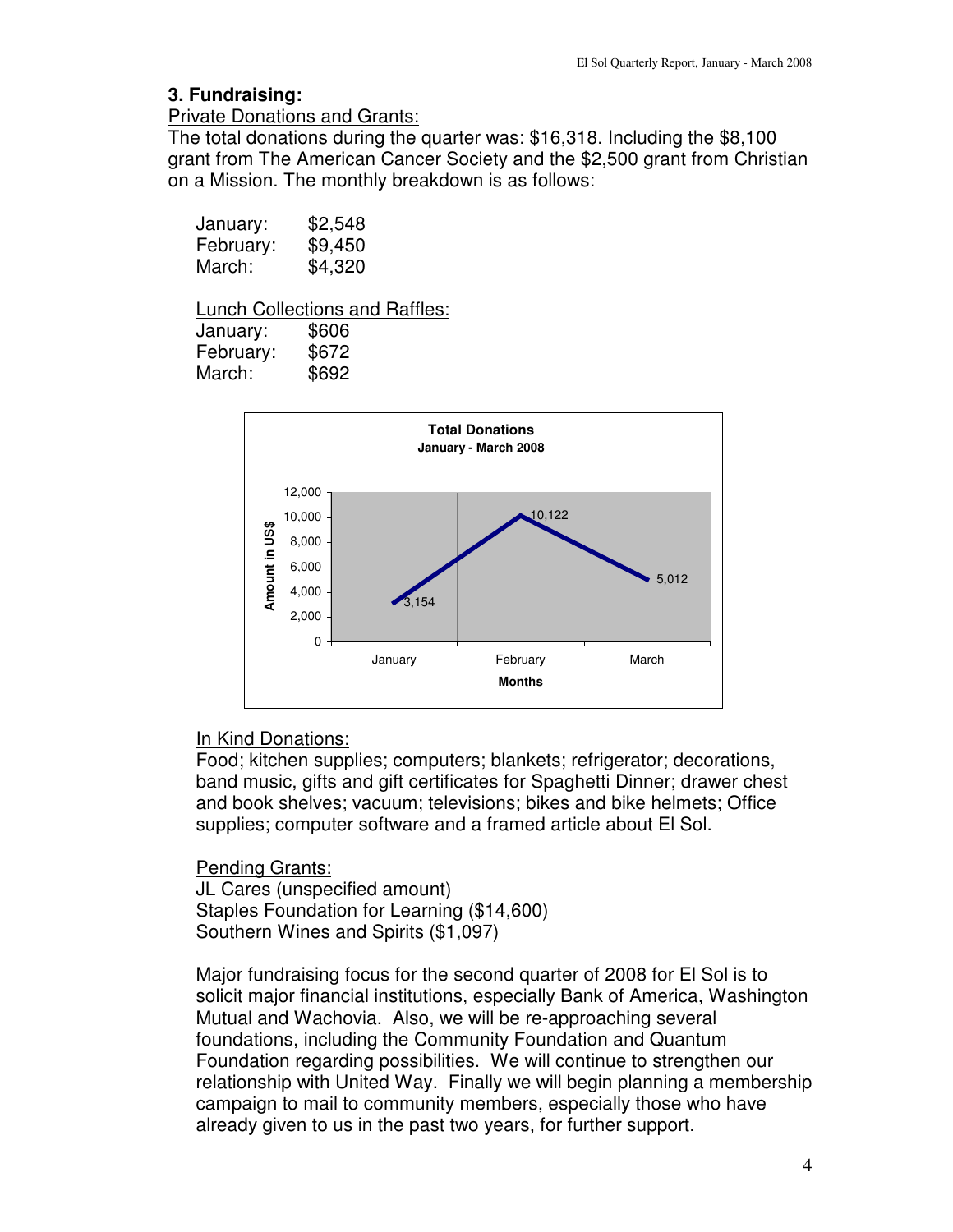## 3. Fundraising:

Private Donations and Grants:

The total donations during the quarter was: $16,318. Including the $8,100 grant from The American Cancer Society and the $2,500 grant from Christian on a Mission. The monthly breakdown is as follows:

| | |
|---|---|
| January: | $2,548 |
| February: | $9,450 |
| March: | $4,320 |

Lunch Collections and Raffles:

| | |
|---|---|
| January: | $606 |
| February: | $672 |
| March: | $692 |

**Total Donations**
**January - March 2008**

| Months | Amount in US$ |
|---|---|
| January | 3,154 |
| February | 10,122 |
| March | 5,012 |

In Kind Donations:

Food; kitchen supplies; computers; blankets; refrigerator; decorations, band music, gifts and gift certificates for Spaghetti Dinner; drawer chest and book shelves; vacuum; televisions; bikes and bike helmets; Office supplies; computer software and a framed article about El Sol.

Pending Grants:

JL Cares (unspecified amount)
Staples Foundation for Learning ($14,600)
Southern Wines and Spirits ($1,097)

Major fundraising focus for the second quarter of 2008 for El Sol is to solicit major financial institutions, especially Bank of America, Washington Mutual and Wachovia. Also, we will be re-approaching several foundations, including the Community Foundation and Quantum Foundation regarding possibilities. We will continue to strengthen our relationship with United Way. Finally we will begin planning a membership campaign to mail to community members, especially those who have already given to us in the past two years, for further support.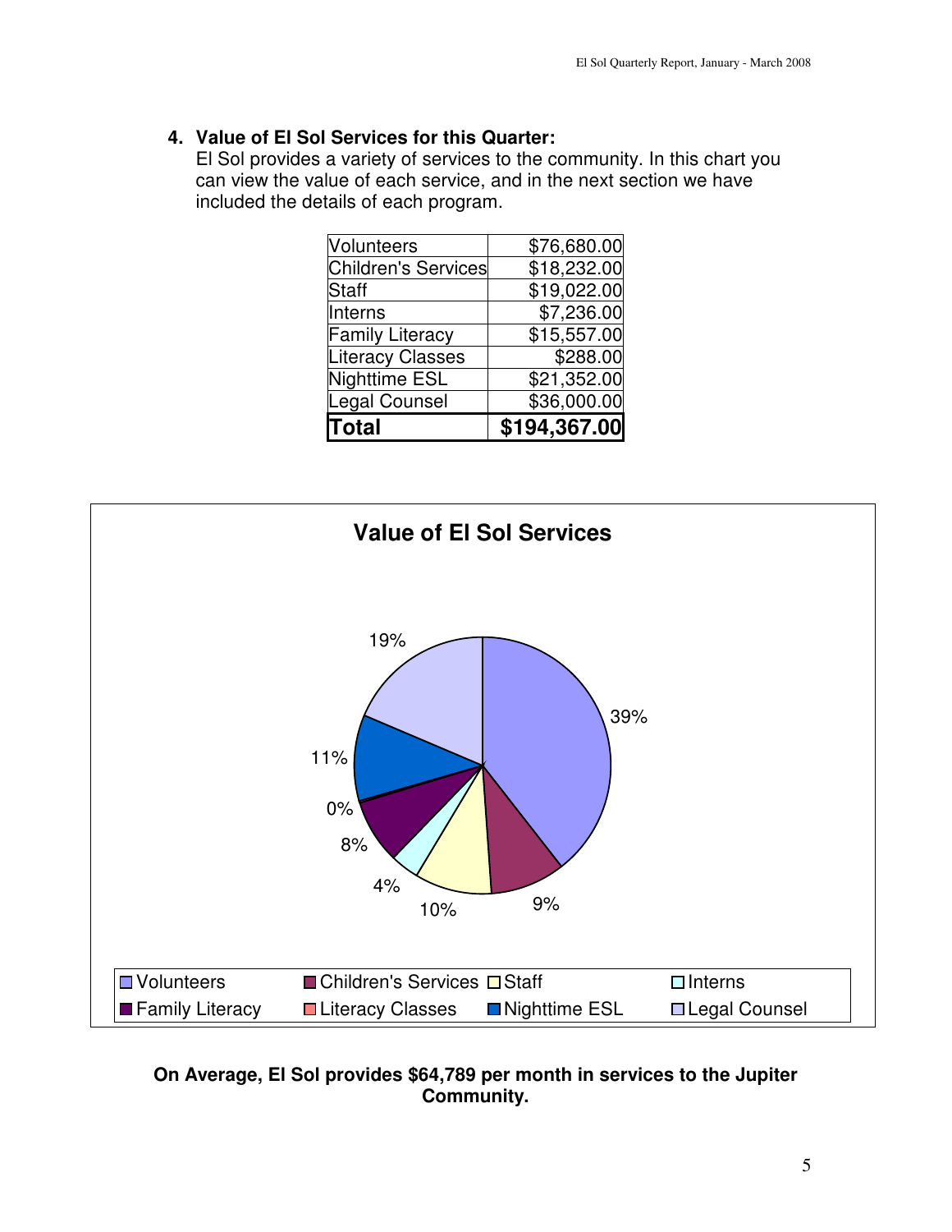4. **Value of El Sol Services for this Quarter:**
   El Sol provides a variety of services to the community. In this chart you can view the value of each service, and in the next section we have included the details of each program.

| | |
|---|---:|
| Volunteers | $76,680.00 |
| Children's Services | $18,232.00 |
| Staff | $19,022.00 |
| Interns | $7,236.00 |
| Family Literacy | $15,557.00 |
| Literacy Classes | $288.00 |
| Nighttime ESL | $21,352.00 |
| Legal Counsel | $36,000.00 |
| **Total** | **$194,367.00** |

**Value of El Sol Services**

| Service | Percentage |
|---|---:|
| Volunteers | 39% |
| Children's Services | 9% |
| Staff | 10% |
| Interns | 4% |
| Family Literacy | 8% |
| Literacy Classes | 0% |
| Nighttime ESL | 11% |
| Legal Counsel | 19% |

**On Average, El Sol provides $64,789 per month in services to the Jupiter Community.**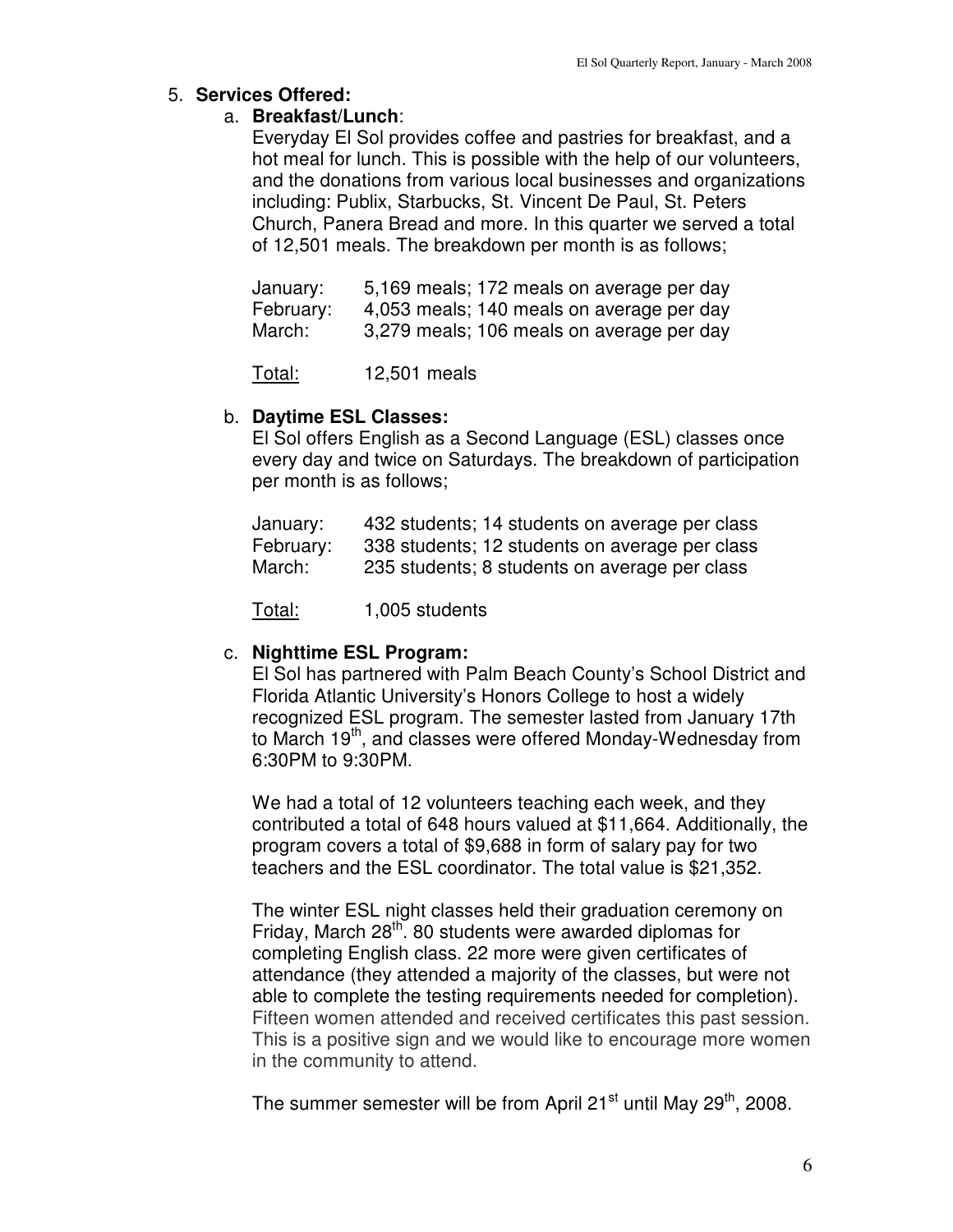5. **Services Offered:**

   a. **Breakfast/Lunch**:
   Everyday El Sol provides coffee and pastries for breakfast, and a hot meal for lunch. This is possible with the help of our volunteers, and the donations from various local businesses and organizations including: Publix, Starbucks, St. Vincent De Paul, St. Peters Church, Panera Bread and more. In this quarter we served a total of 12,501 meals. The breakdown per month is as follows;

   | | |
   |---|---|
   | January: | 5,169 meals; 172 meals on average per day |
   | February: | 4,053 meals; 140 meals on average per day |
   | March: | 3,279 meals; 106 meals on average per day |
   | Total: | 12,501 meals |

   b. **Daytime ESL Classes:**
   El Sol offers English as a Second Language (ESL) classes once every day and twice on Saturdays. The breakdown of participation per month is as follows;

   | | |
   |---|---|
   | January: | 432 students; 14 students on average per class |
   | February: | 338 students; 12 students on average per class |
   | March: | 235 students; 8 students on average per class |
   | Total: | 1,005 students |

   c. **Nighttime ESL Program:**
   El Sol has partnered with Palm Beach County's School District and Florida Atlantic University's Honors College to host a widely recognized ESL program. The semester lasted from January 17th to March 19th, and classes were offered Monday-Wednesday from 6:30PM to 9:30PM.

   We had a total of 12 volunteers teaching each week, and they contributed a total of 648 hours valued at $11,664. Additionally, the program covers a total of $9,688 in form of salary pay for two teachers and the ESL coordinator. The total value is $21,352.

   The winter ESL night classes held their graduation ceremony on Friday, March 28th. 80 students were awarded diplomas for completing English class. 22 more were given certificates of attendance (they attended a majority of the classes, but were not able to complete the testing requirements needed for completion). Fifteen women attended and received certificates this past session. This is a positive sign and we would like to encourage more women in the community to attend.

   The summer semester will be from April 21st until May 29th, 2008.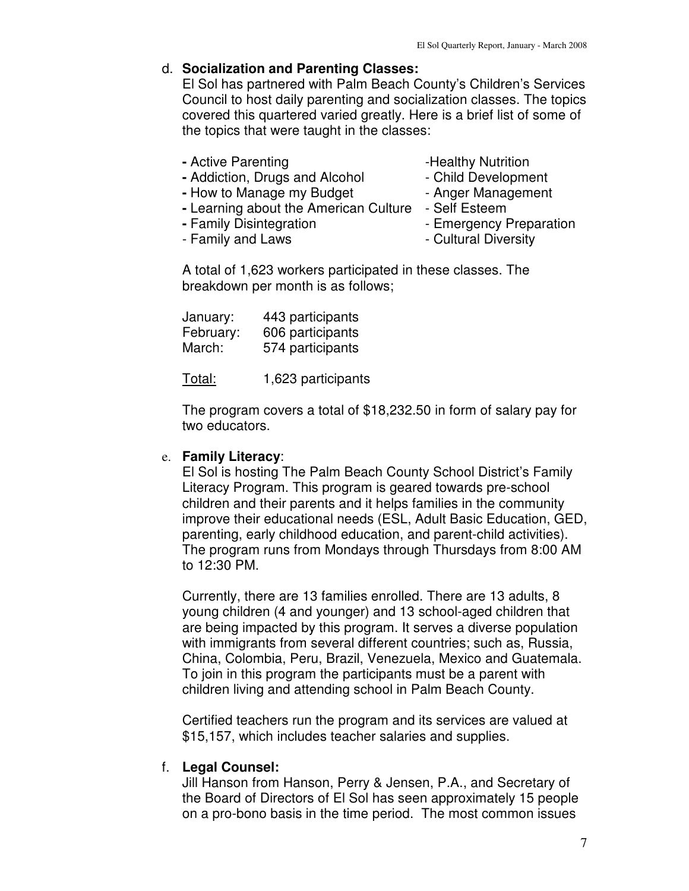d. **Socialization and Parenting Classes:**

El Sol has partnered with Palm Beach County's Children's Services Council to host daily parenting and socialization classes. The topics covered this quartered varied greatly. Here is a brief list of some of the topics that were taught in the classes:

- Active Parenting
- Addiction, Drugs and Alcohol
- How to Manage my Budget
- Learning about the American Culture
- Family Disintegration
- Family and Laws
- Healthy Nutrition
- Child Development
- Anger Management
- Self Esteem
- Emergency Preparation
- Cultural Diversity

A total of 1,623 workers participated in these classes. The breakdown per month is as follows;

| | |
|---|---|
| January: | 443 participants |
| February: | 606 participants |
| March: | 574 participants |
| <u>Total:</u> | 1,623 participants |

The program covers a total of $18,232.50 in form of salary pay for two educators.

e. **Family Literacy**:

El Sol is hosting The Palm Beach County School District's Family Literacy Program. This program is geared towards pre-school children and their parents and it helps families in the community improve their educational needs (ESL, Adult Basic Education, GED, parenting, early childhood education, and parent-child activities). The program runs from Mondays through Thursdays from 8:00 AM to 12:30 PM.

Currently, there are 13 families enrolled. There are 13 adults, 8 young children (4 and younger) and 13 school-aged children that are being impacted by this program. It serves a diverse population with immigrants from several different countries; such as, Russia, China, Colombia, Peru, Brazil, Venezuela, Mexico and Guatemala. To join in this program the participants must be a parent with children living and attending school in Palm Beach County.

Certified teachers run the program and its services are valued at $15,157, which includes teacher salaries and supplies.

f. **Legal Counsel:**

Jill Hanson from Hanson, Perry & Jensen, P.A., and Secretary of the Board of Directors of El Sol has seen approximately 15 people on a pro-bono basis in the time period. The most common issues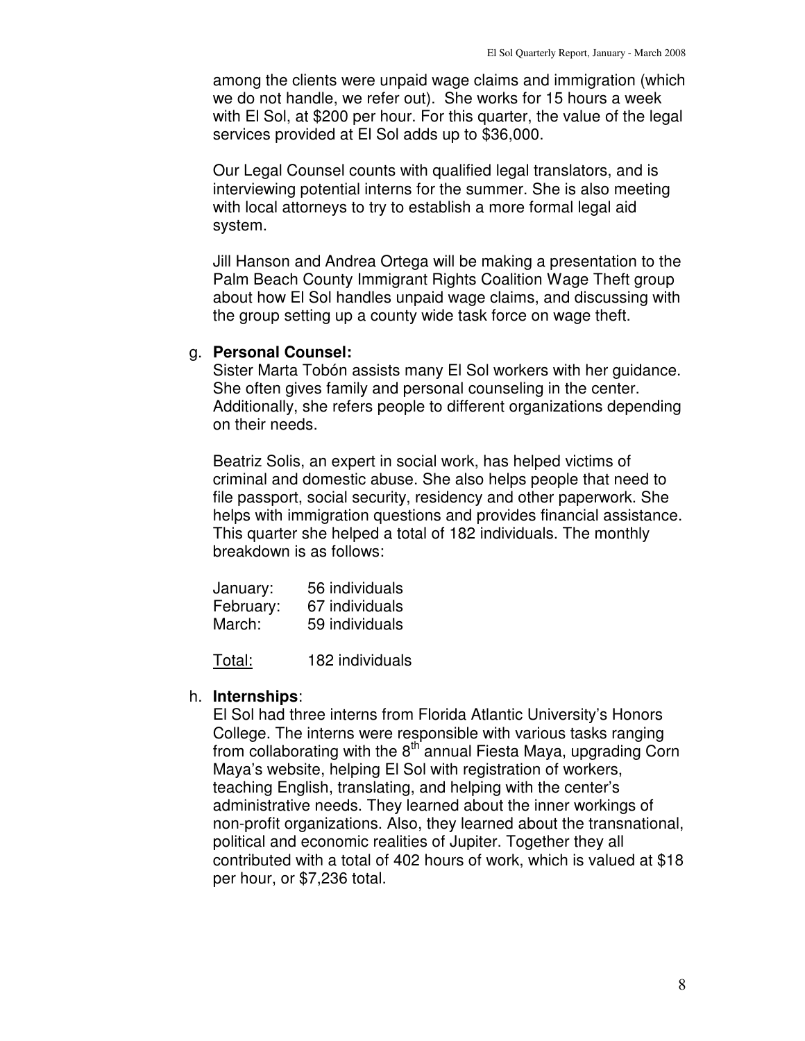among the clients were unpaid wage claims and immigration (which we do not handle, we refer out). She works for 15 hours a week with El Sol, at $200 per hour. For this quarter, the value of the legal services provided at El Sol adds up to $36,000.

Our Legal Counsel counts with qualified legal translators, and is interviewing potential interns for the summer. She is also meeting with local attorneys to try to establish a more formal legal aid system.

Jill Hanson and Andrea Ortega will be making a presentation to the Palm Beach County Immigrant Rights Coalition Wage Theft group about how El Sol handles unpaid wage claims, and discussing with the group setting up a county wide task force on wage theft.

g. **Personal Counsel:**

Sister Marta Tobón assists many El Sol workers with her guidance. She often gives family and personal counseling in the center. Additionally, she refers people to different organizations depending on their needs.

Beatriz Solis, an expert in social work, has helped victims of criminal and domestic abuse. She also helps people that need to file passport, social security, residency and other paperwork. She helps with immigration questions and provides financial assistance. This quarter she helped a total of 182 individuals. The monthly breakdown is as follows:

| | |
|---|---|
| January: | 56 individuals |
| February: | 67 individuals |
| March: | 59 individuals |
| Total: | 182 individuals |

h. **Internships**:

El Sol had three interns from Florida Atlantic University's Honors College. The interns were responsible with various tasks ranging from collaborating with the 8th annual Fiesta Maya, upgrading Corn Maya's website, helping El Sol with registration of workers, teaching English, translating, and helping with the center's administrative needs. They learned about the inner workings of non-profit organizations. Also, they learned about the transnational, political and economic realities of Jupiter. Together they all contributed with a total of 402 hours of work, which is valued at $18 per hour, or $7,236 total.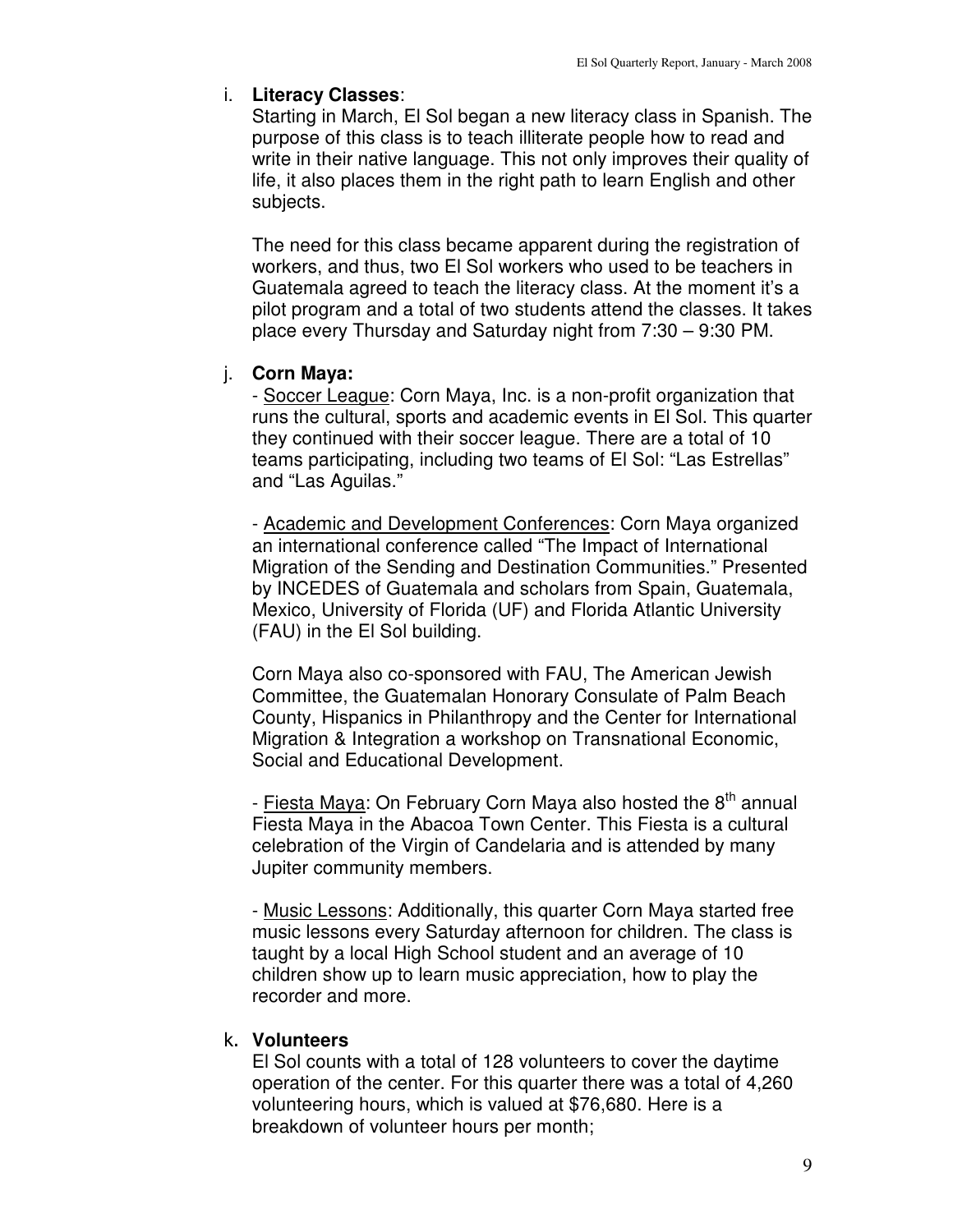i. **Literacy Classes**:
Starting in March, El Sol began a new literacy class in Spanish. The purpose of this class is to teach illiterate people how to read and write in their native language. This not only improves their quality of life, it also places them in the right path to learn English and other subjects.

The need for this class became apparent during the registration of workers, and thus, two El Sol workers who used to be teachers in Guatemala agreed to teach the literacy class. At the moment it's a pilot program and a total of two students attend the classes. It takes place every Thursday and Saturday night from 7:30 – 9:30 PM.

j. **Corn Maya:**
- Soccer League: Corn Maya, Inc. is a non-profit organization that runs the cultural, sports and academic events in El Sol. This quarter they continued with their soccer league. There are a total of 10 teams participating, including two teams of El Sol: "Las Estrellas" and "Las Aguilas."

- Academic and Development Conferences: Corn Maya organized an international conference called "The Impact of International Migration of the Sending and Destination Communities." Presented by INCEDES of Guatemala and scholars from Spain, Guatemala, Mexico, University of Florida (UF) and Florida Atlantic University (FAU) in the El Sol building.

Corn Maya also co-sponsored with FAU, The American Jewish Committee, the Guatemalan Honorary Consulate of Palm Beach County, Hispanics in Philanthropy and the Center for International Migration & Integration a workshop on Transnational Economic, Social and Educational Development.

- Fiesta Maya: On February Corn Maya also hosted the 8th annual Fiesta Maya in the Abacoa Town Center. This Fiesta is a cultural celebration of the Virgin of Candelaria and is attended by many Jupiter community members.

- Music Lessons: Additionally, this quarter Corn Maya started free music lessons every Saturday afternoon for children. The class is taught by a local High School student and an average of 10 children show up to learn music appreciation, how to play the recorder and more.

k. **Volunteers**
El Sol counts with a total of 128 volunteers to cover the daytime operation of the center. For this quarter there was a total of 4,260 volunteering hours, which is valued at $76,680. Here is a breakdown of volunteer hours per month;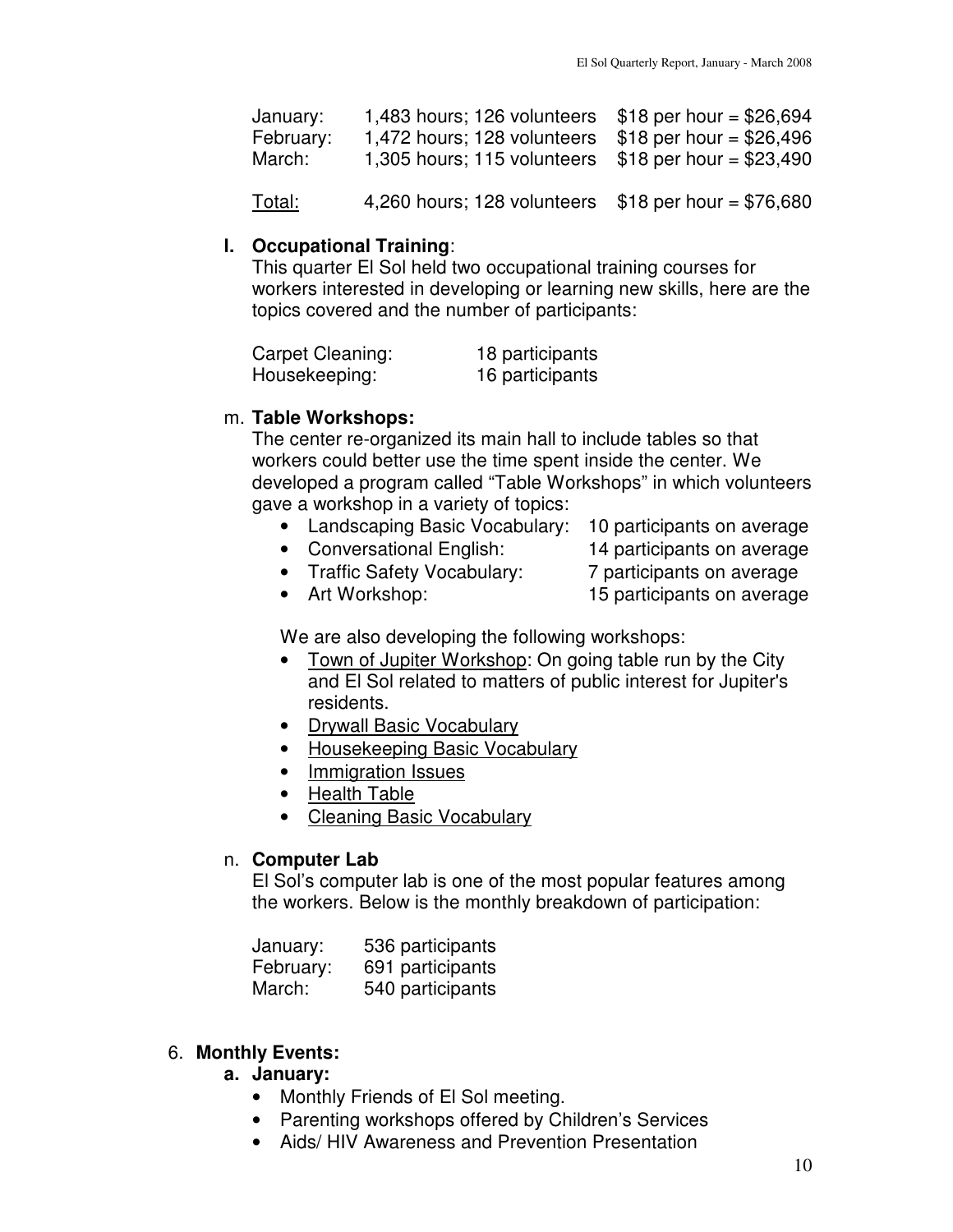| | | |
|---|---|---|
| January: | 1,483 hours; 126 volunteers | $18 per hour = $26,694 |
| February: | 1,472 hours; 128 volunteers | $18 per hour = $26,496 |
| March: | 1,305 hours; 115 volunteers | $18 per hour = $23,490 |
| <u>Total:</u> | 4,260 hours; 128 volunteers | $18 per hour = $76,680 |

l. **Occupational Training**:
This quarter El Sol held two occupational training courses for workers interested in developing or learning new skills, here are the topics covered and the number of participants:

| | |
|---|---|
| Carpet Cleaning: | 18 participants |
| Housekeeping: | 16 participants |

m. **Table Workshops:**
The center re-organized its main hall to include tables so that workers could better use the time spent inside the center. We developed a program called "Table Workshops" in which volunteers gave a workshop in a variety of topics:

- Landscaping Basic Vocabulary: 10 participants on average
- Conversational English: 14 participants on average
- Traffic Safety Vocabulary: 7 participants on average
- Art Workshop: 15 participants on average

We are also developing the following workshops:

- <u>Town of Jupiter Workshop</u>: On going table run by the City and El Sol related to matters of public interest for Jupiter's residents.
- <u>Drywall Basic Vocabulary</u>
- <u>Housekeeping Basic Vocabulary</u>
- <u>Immigration Issues</u>
- <u>Health Table</u>
- <u>Cleaning Basic Vocabulary</u>

n. **Computer Lab**
El Sol's computer lab is one of the most popular features among the workers. Below is the monthly breakdown of participation:

| | |
|---|---|
| January: | 536 participants |
| February: | 691 participants |
| March: | 540 participants |

6. **Monthly Events:**

   a. **January:**

   - Monthly Friends of El Sol meeting.
   - Parenting workshops offered by Children's Services
   - Aids/ HIV Awareness and Prevention Presentation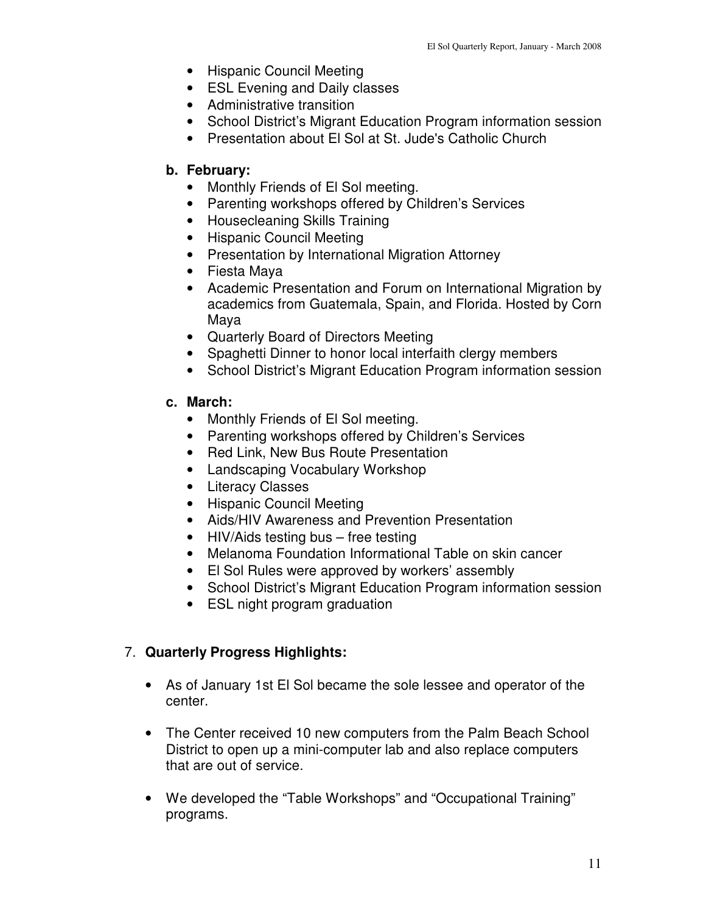- Hispanic Council Meeting
- ESL Evening and Daily classes
- Administrative transition
- School District's Migrant Education Program information session
- Presentation about El Sol at St. Jude's Catholic Church

**b. February:**

- Monthly Friends of El Sol meeting.
- Parenting workshops offered by Children's Services
- Housecleaning Skills Training
- Hispanic Council Meeting
- Presentation by International Migration Attorney
- Fiesta Maya
- Academic Presentation and Forum on International Migration by academics from Guatemala, Spain, and Florida. Hosted by Corn Maya
- Quarterly Board of Directors Meeting
- Spaghetti Dinner to honor local interfaith clergy members
- School District's Migrant Education Program information session

**c. March:**

- Monthly Friends of El Sol meeting.
- Parenting workshops offered by Children's Services
- Red Link, New Bus Route Presentation
- Landscaping Vocabulary Workshop
- Literacy Classes
- Hispanic Council Meeting
- Aids/HIV Awareness and Prevention Presentation
- HIV/Aids testing bus – free testing
- Melanoma Foundation Informational Table on skin cancer
- El Sol Rules were approved by workers' assembly
- School District's Migrant Education Program information session
- ESL night program graduation

7. **Quarterly Progress Highlights:**

- As of January 1st El Sol became the sole lessee and operator of the center.
- The Center received 10 new computers from the Palm Beach School District to open up a mini-computer lab and also replace computers that are out of service.
- We developed the "Table Workshops" and "Occupational Training" programs.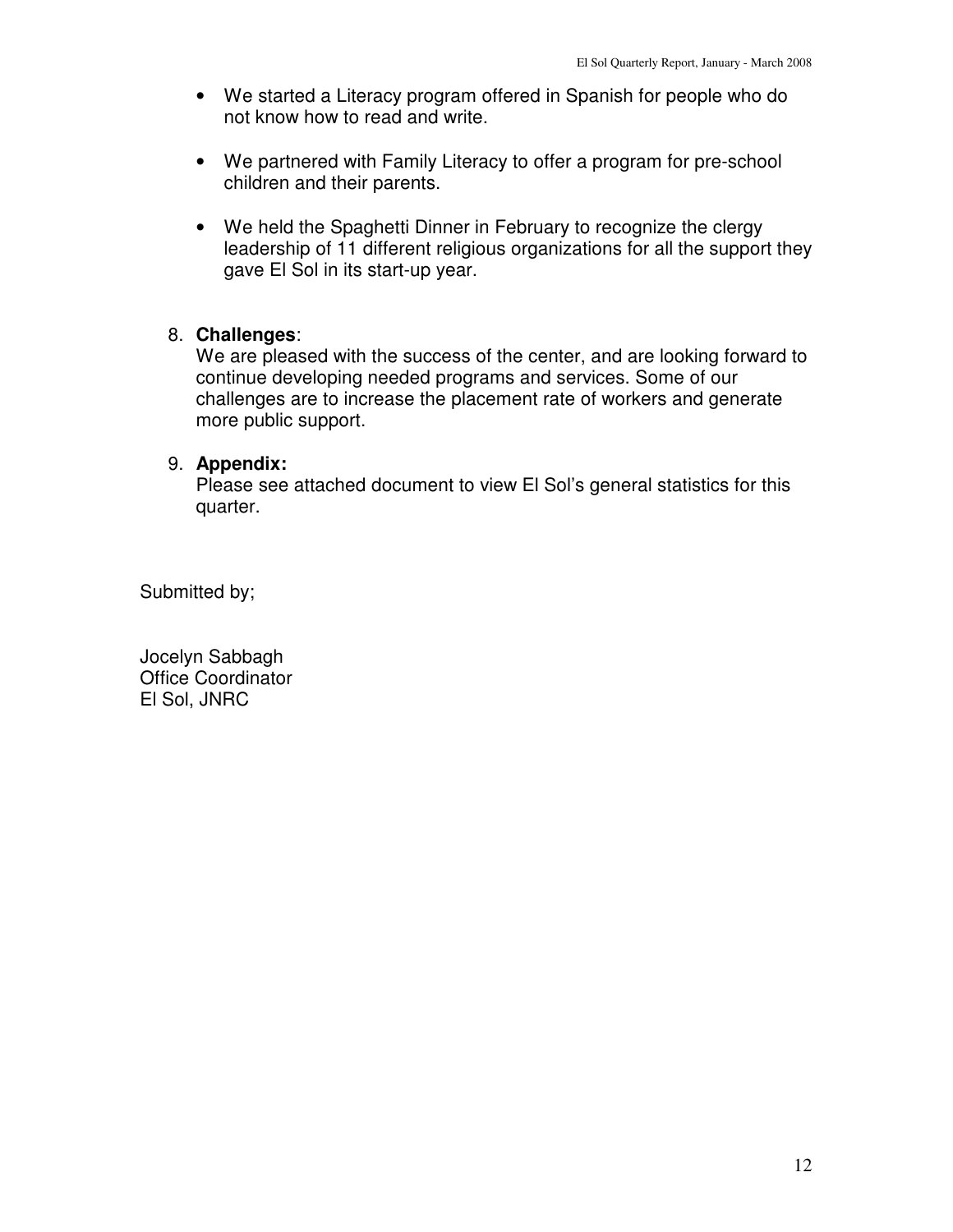- We started a Literacy program offered in Spanish for people who do not know how to read and write.

- We partnered with Family Literacy to offer a program for pre-school children and their parents.

- We held the Spaghetti Dinner in February to recognize the clergy leadership of 11 different religious organizations for all the support they gave El Sol in its start-up year.

8. **Challenges**:
   We are pleased with the success of the center, and are looking forward to continue developing needed programs and services. Some of our challenges are to increase the placement rate of workers and generate more public support.

9. **Appendix:**
   Please see attached document to view El Sol's general statistics for this quarter.

Submitted by;

Jocelyn Sabbagh
Office Coordinator
El Sol, JNRC